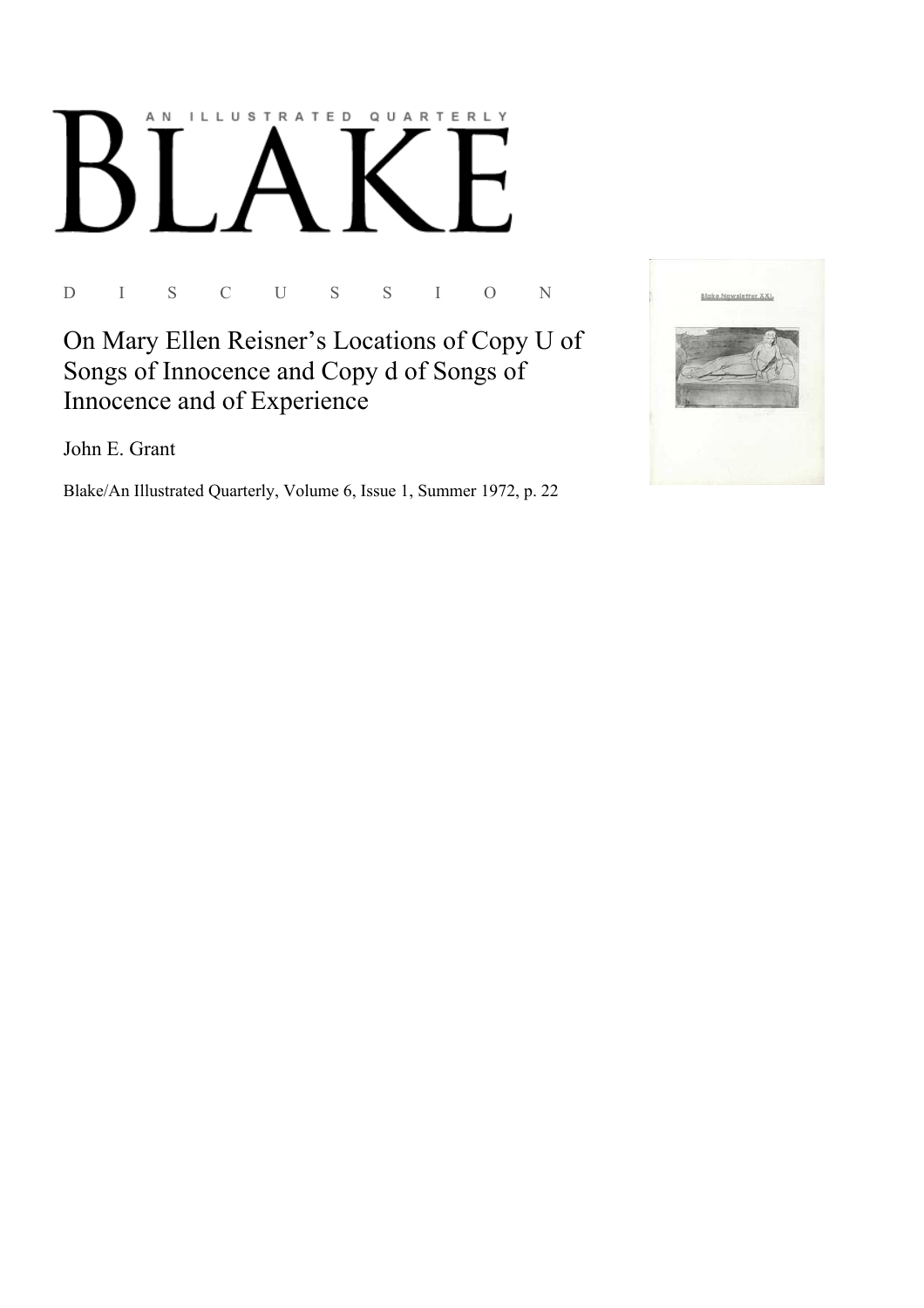# AN ILLUSTRATED QUARTERLY BLAKE

D I S C U S S I O N

## On Mary Ellen Reisner's Locations of Copy U of Songs of Innocence and Copy d of Songs of Innocence and of Experience

John E. Grant

Blake/An Illustrated Quarterly, Volume 6, Issue 1, Summer 1972, p. 22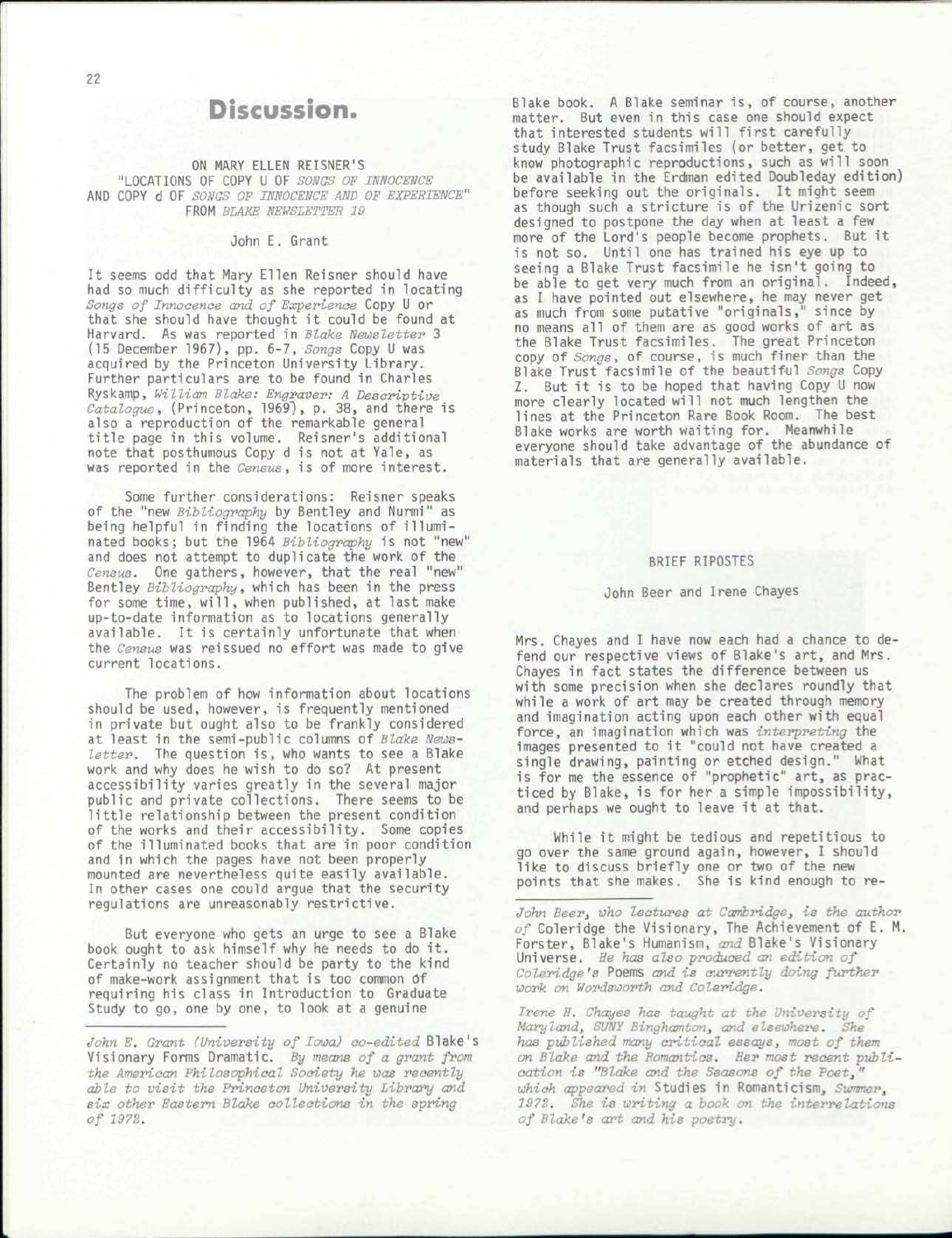# Discussion.

ON MARY ELLEN REISNER'S "LOCATIONS OF COPY U OF *SONGS OF INNOCENCE* AND COPY d OF *SONGS OF INNOCENCE AND OF EXPERIENCE*" FROM *BLAKE NEWSLETTER 19*

John E. Grant

It seems odd that Mary Ellen Reisner should have had so much difficulty as she reported in locating *Songs of Innocence and of Experience* Copy U or that she should have thought it could be found at Harvard. As was reported in *Blake Newsletter* 3 (15 December 1967), pp. 6-7, *Songs* Copy U was acquired by the Princeton University Library. Further particulars are to be found in Charles Ryskamp, *William Blake: Engraver: A Descriptive Catalogue*, (Princeton, 1969), p. 38, and there is also a reproduction of the remarkable general title page in this volume. Reisner's additional note that posthumous Copy d is not at Yale, as was reported in the *Census*, is of more interest.

Some further considerations: Reisner speaks of the "new *Bibliography* by Bentley and Nurmi" as being helpful in finding the locations of illuminated books; but the 1964 *Bibliography* is not "new" and does not attempt to duplicate the work of the *Census*. One gathers, however, that the real "new" Bentley *Bibliography*, which has been in the press for some time, will, when published, at last make up-to-date information as to locations generally available. It is certainly unfortunate that when the *Census* was reissued no effort was made to give current locations.

The problem of how information about locations should be used, however, is frequently mentioned in private but ought also to be frankly considered at least in the semi-public columns of *Blake Newsletter*. The question is, who wants to see a Blake work and why does he wish to do so? At present accessibility varies greatly in the several major public and private collections. There seems to be little relationship between the present condition of the works and their accessibility. Some copies of the illuminated books that are in poor condition and in which the pages have not been properly mounted are nevertheless quite easily available. In other cases one could argue that the security regulations are unreasonably restrictive.

But everyone who gets an urge to see a Blake book ought to ask himself why he needs to do it. Certainly no teacher should be party to the kind of make-work assignment that is too common of requiring his class in Introduction to Graduate Study to go, one by one, to look at a genuine Blake book. A Blake seminar is, of course, another matter. But even in this case one should expect that interested students will first carefully study Blake Trust facsimiles (or better, get to know photographic reproductions, such as will soon be available in the Erdman edited Doubleday edition) before seeking out the originals. It might seem as though such a stricture is of the Urizenic sort designed to postpone the day when at least a few more of the Lord's people become prophets. But it is not so. Until one has trained his eye up to seeing a Blake Trust facsimile he isn't going to be able to get very much from an original. Indeed, as I have pointed out elsewhere, he may never get as much from some putative "originals," since by no means all of them are as good works of art as the Blake Trust facsimiles. The great Princeton copy of *Songs*, of course, is much finer than the Blake Trust facsimile of the beautiful *Songs* Copy Z. But it is to be hoped that having Copy U now more clearly located will not much lengthen the lines at the Princeton Rare Book Room. The best Blake works are worth waiting for. Meanwhile everyone should take advantage of the abundance of materials that are generally available.

*John E. Grant (University of Iowa) co-edited* Blake's Visionary Forms Dramatic. *By means of a grant from the American Philosophical Society he was recently able to visit the Princeton University Library and six other Eastern Blake collections in the spring of 1972.*

## BRIEF RIPOSTES

John Beer and Irene Chayes

Mrs. Chayes and I have now each had a chance to defend our respective views of Blake's art, and Mrs. Chayes in fact states the difference between us with some precision when she declares roundly that while a work of art may be created through memory and imagination acting upon each other with equal force, an imagination which was *interpreting* the images presented to it "could not have created a single drawing, painting or etched design." What is for me the essence of "prophetic" art, as practiced by Blake, is for her a simple impossibility, and perhaps we ought to leave it at that.

While it might be tedious and repetitious to go over the same ground again, however, I should like to discuss briefly one or two of the new points that she makes. She is kind enough to re-

*John Beer, who lectures at Cambridge, is the author of* Coleridge the Visionary, The Achievement of E. M. Forster, Blake's Humanism, *and* Blake's Visionary Universe. *He has also produced an edition of Coleridge's* Poems *and is currently doing further work on Wordsworth and Coleridge.*

*Irene H. Chayes has taught at the University of Maryland, SUNY Binghamton, and elsewhere. She has published many critical essays, most of them on Blake and the Romantics. Her most recent publication is "Blake and the Seasons of the Poet," which appeared in* Studies in Romanticism, *Summer, 1972. She is writing a book on the interrelations of Blake's art and his poetry.*